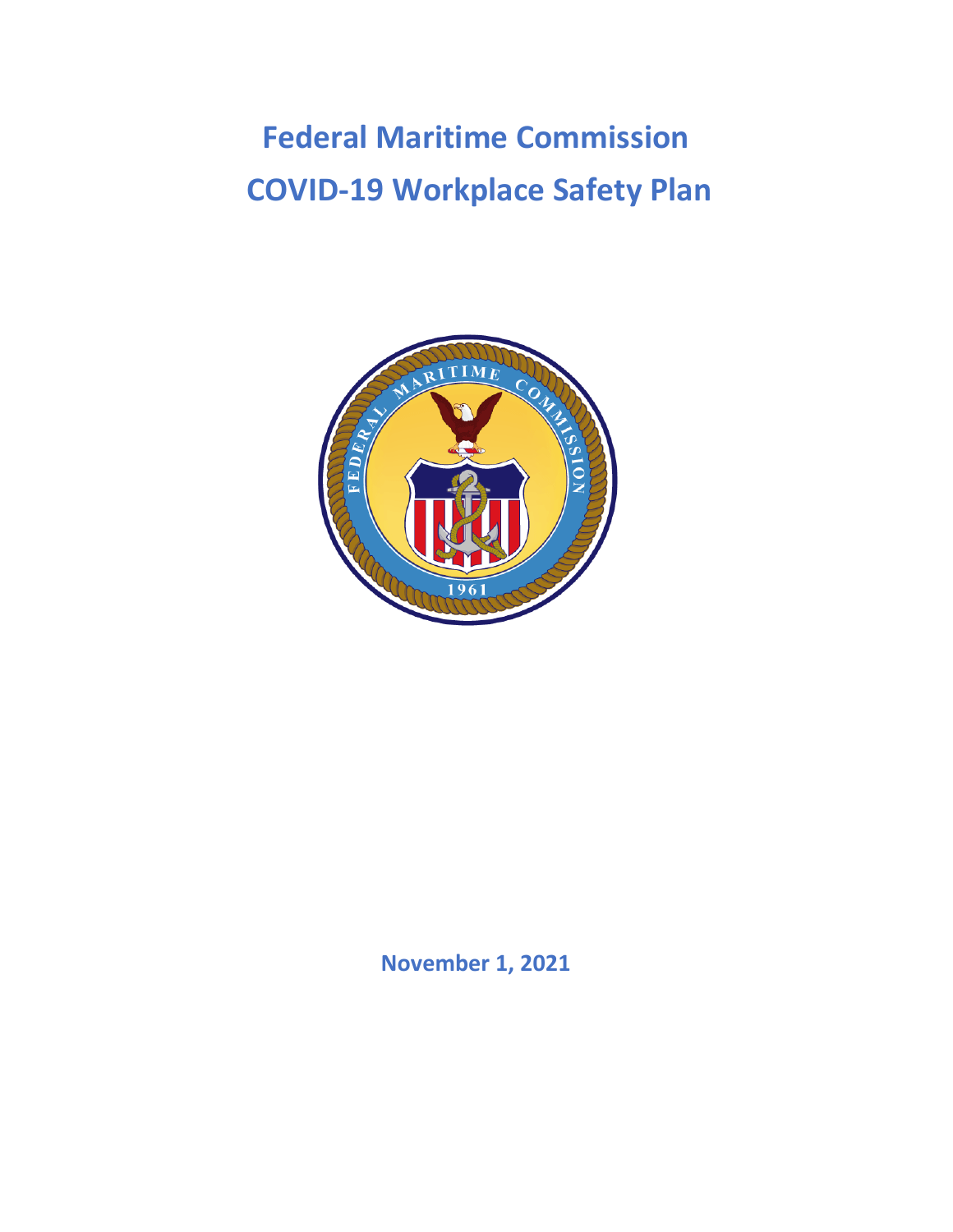# Federal Maritime Commission COVID-19 Workplace Safety Plan

November 1, 2021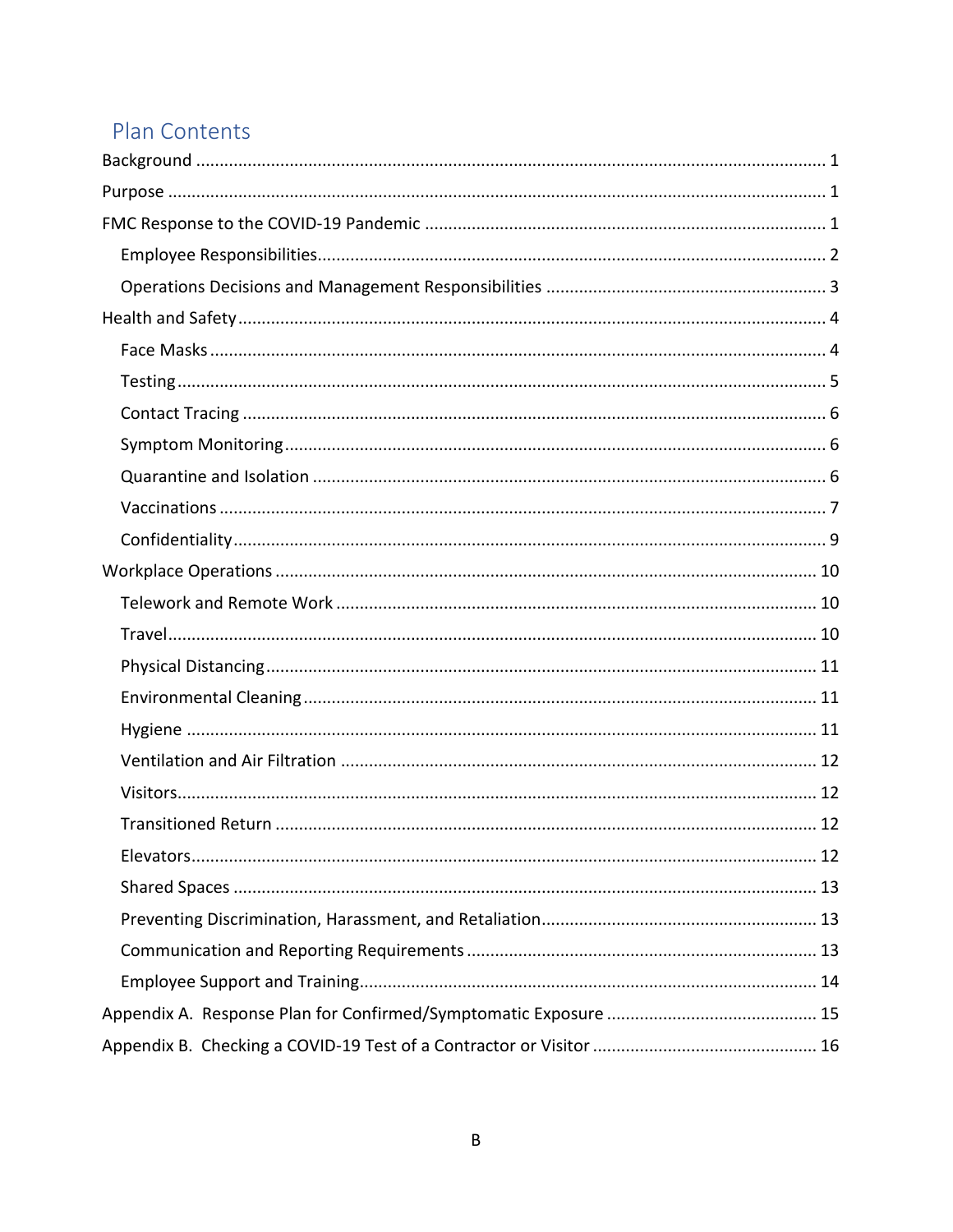## Plan Contents

- Background ........ 1
- Purpose ........ 1
- FMC Response to the COVID-19 Pandemic ........ 1
  - Employee Responsibilities ........ 2
  - Operations Decisions and Management Responsibilities ........ 3
- Health and Safety ........ 4
  - Face Masks ........ 4
  - Testing ........ 5
  - Contact Tracing ........ 6
  - Symptom Monitoring ........ 6
  - Quarantine and Isolation ........ 6
  - Vaccinations ........ 7
  - Confidentiality ........ 9
- Workplace Operations ........ 10
  - Telework and Remote Work ........ 10
  - Travel ........ 10
  - Physical Distancing ........ 11
  - Environmental Cleaning ........ 11
  - Hygiene ........ 11
  - Ventilation and Air Filtration ........ 12
  - Visitors ........ 12
  - Transitioned Return ........ 12
  - Elevators ........ 12
  - Shared Spaces ........ 13
  - Preventing Discrimination, Harassment, and Retaliation ........ 13
  - Communication and Reporting Requirements ........ 13
  - Employee Support and Training ........ 14
- Appendix A. Response Plan for Confirmed/Symptomatic Exposure ........ 15
- Appendix B. Checking a COVID-19 Test of a Contractor or Visitor ........ 16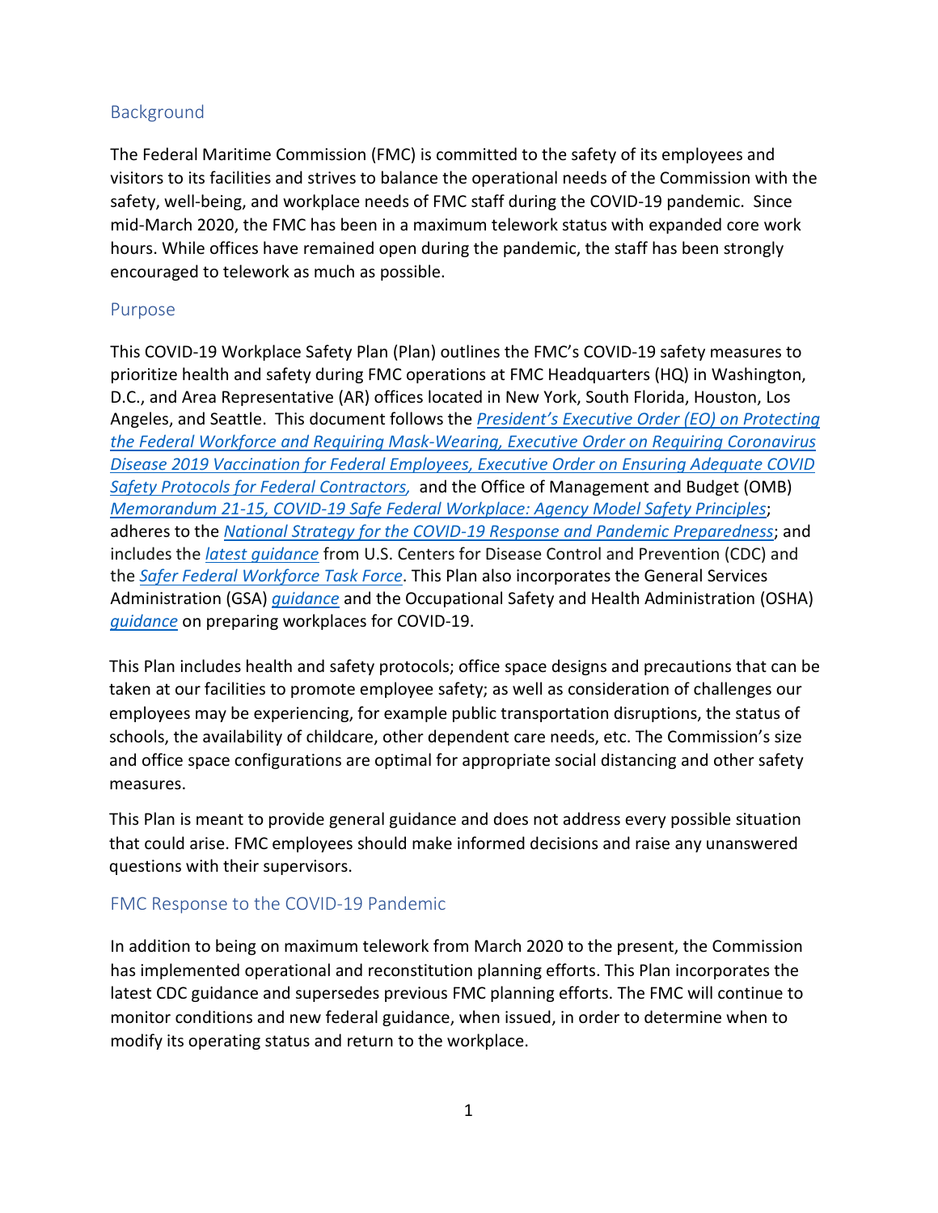## Background

The Federal Maritime Commission (FMC) is committed to the safety of its employees and visitors to its facilities and strives to balance the operational needs of the Commission with the safety, well-being, and workplace needs of FMC staff during the COVID-19 pandemic. Since mid-March 2020, the FMC has been in a maximum telework status with expanded core work hours. While offices have remained open during the pandemic, the staff has been strongly encouraged to telework as much as possible.

## Purpose

This COVID-19 Workplace Safety Plan (Plan) outlines the FMC's COVID-19 safety measures to prioritize health and safety during FMC operations at FMC Headquarters (HQ) in Washington, D.C., and Area Representative (AR) offices located in New York, South Florida, Houston, Los Angeles, and Seattle. This document follows the *President's Executive Order (EO) on Protecting the Federal Workforce and Requiring Mask-Wearing, Executive Order on Requiring Coronavirus Disease 2019 Vaccination for Federal Employees, Executive Order on Ensuring Adequate COVID Safety Protocols for Federal Contractors,* and the Office of Management and Budget (OMB) *Memorandum 21-15, COVID-19 Safe Federal Workplace: Agency Model Safety Principles*; adheres to the *National Strategy for the COVID-19 Response and Pandemic Preparedness*; and includes the *latest guidance* from U.S. Centers for Disease Control and Prevention (CDC) and the *Safer Federal Workforce Task Force*. This Plan also incorporates the General Services Administration (GSA) *guidance* and the Occupational Safety and Health Administration (OSHA) *guidance* on preparing workplaces for COVID-19.

This Plan includes health and safety protocols; office space designs and precautions that can be taken at our facilities to promote employee safety; as well as consideration of challenges our employees may be experiencing, for example public transportation disruptions, the status of schools, the availability of childcare, other dependent care needs, etc. The Commission's size and office space configurations are optimal for appropriate social distancing and other safety measures.

This Plan is meant to provide general guidance and does not address every possible situation that could arise. FMC employees should make informed decisions and raise any unanswered questions with their supervisors.

## FMC Response to the COVID-19 Pandemic

In addition to being on maximum telework from March 2020 to the present, the Commission has implemented operational and reconstitution planning efforts. This Plan incorporates the latest CDC guidance and supersedes previous FMC planning efforts. The FMC will continue to monitor conditions and new federal guidance, when issued, in order to determine when to modify its operating status and return to the workplace.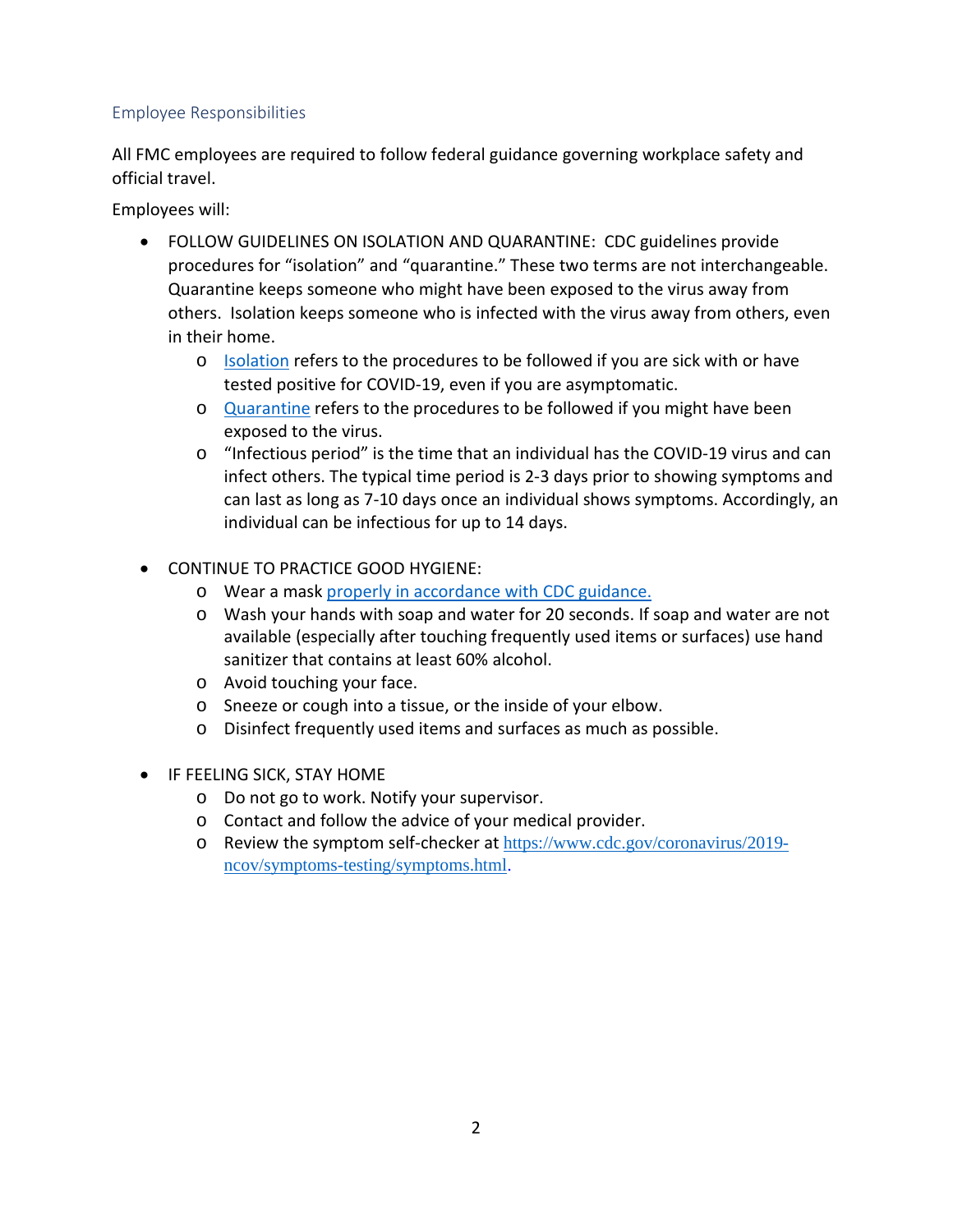## Employee Responsibilities

All FMC employees are required to follow federal guidance governing workplace safety and official travel.

Employees will:

- FOLLOW GUIDELINES ON ISOLATION AND QUARANTINE: CDC guidelines provide procedures for "isolation" and "quarantine." These two terms are not interchangeable. Quarantine keeps someone who might have been exposed to the virus away from others. Isolation keeps someone who is infected with the virus away from others, even in their home.
  - [Isolation]() refers to the procedures to be followed if you are sick with or have tested positive for COVID-19, even if you are asymptomatic.
  - [Quarantine]() refers to the procedures to be followed if you might have been exposed to the virus.
  - "Infectious period" is the time that an individual has the COVID-19 virus and can infect others. The typical time period is 2-3 days prior to showing symptoms and can last as long as 7-10 days once an individual shows symptoms. Accordingly, an individual can be infectious for up to 14 days.

- CONTINUE TO PRACTICE GOOD HYGIENE:
  - Wear a mask [properly in accordance with CDC guidance.]()
  - Wash your hands with soap and water for 20 seconds. If soap and water are not available (especially after touching frequently used items or surfaces) use hand sanitizer that contains at least 60% alcohol.
  - Avoid touching your face.
  - Sneeze or cough into a tissue, or the inside of your elbow.
  - Disinfect frequently used items and surfaces as much as possible.

- IF FEELING SICK, STAY HOME
  - Do not go to work. Notify your supervisor.
  - Contact and follow the advice of your medical provider.
  - Review the symptom self-checker at https://www.cdc.gov/coronavirus/2019-ncov/symptoms-testing/symptoms.html.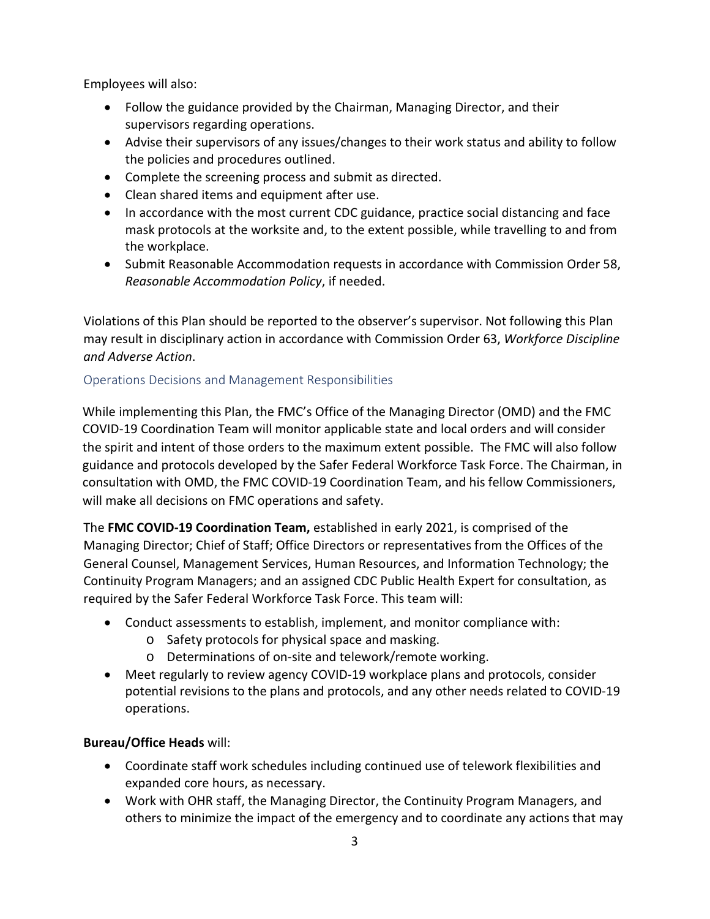Employees will also:

- Follow the guidance provided by the Chairman, Managing Director, and their supervisors regarding operations.
- Advise their supervisors of any issues/changes to their work status and ability to follow the policies and procedures outlined.
- Complete the screening process and submit as directed.
- Clean shared items and equipment after use.
- In accordance with the most current CDC guidance, practice social distancing and face mask protocols at the worksite and, to the extent possible, while travelling to and from the workplace.
- Submit Reasonable Accommodation requests in accordance with Commission Order 58, *Reasonable Accommodation Policy*, if needed.

Violations of this Plan should be reported to the observer's supervisor. Not following this Plan may result in disciplinary action in accordance with Commission Order 63, *Workforce Discipline and Adverse Action*.

### Operations Decisions and Management Responsibilities

While implementing this Plan, the FMC's Office of the Managing Director (OMD) and the FMC COVID-19 Coordination Team will monitor applicable state and local orders and will consider the spirit and intent of those orders to the maximum extent possible. The FMC will also follow guidance and protocols developed by the Safer Federal Workforce Task Force. The Chairman, in consultation with OMD, the FMC COVID-19 Coordination Team, and his fellow Commissioners, will make all decisions on FMC operations and safety.

The **FMC COVID-19 Coordination Team,** established in early 2021, is comprised of the Managing Director; Chief of Staff; Office Directors or representatives from the Offices of the General Counsel, Management Services, Human Resources, and Information Technology; the Continuity Program Managers; and an assigned CDC Public Health Expert for consultation, as required by the Safer Federal Workforce Task Force. This team will:

- Conduct assessments to establish, implement, and monitor compliance with:
  - Safety protocols for physical space and masking.
  - Determinations of on-site and telework/remote working.
- Meet regularly to review agency COVID-19 workplace plans and protocols, consider potential revisions to the plans and protocols, and any other needs related to COVID-19 operations.

**Bureau/Office Heads** will:

- Coordinate staff work schedules including continued use of telework flexibilities and expanded core hours, as necessary.
- Work with OHR staff, the Managing Director, the Continuity Program Managers, and others to minimize the impact of the emergency and to coordinate any actions that may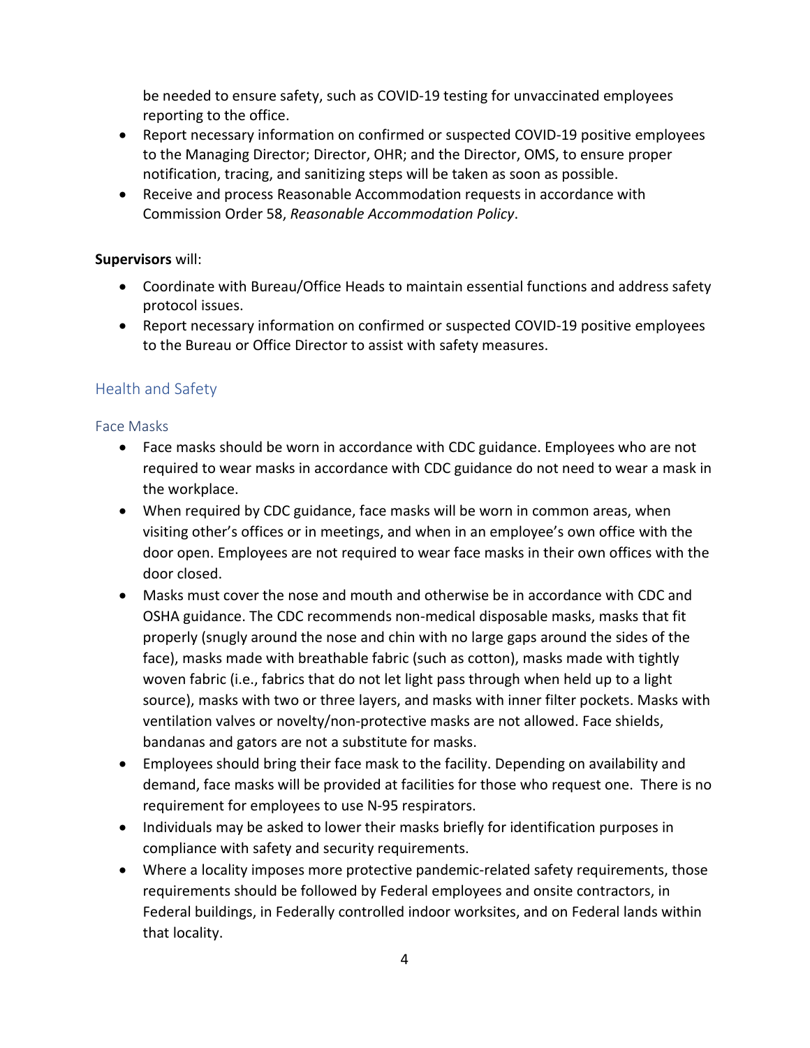be needed to ensure safety, such as COVID-19 testing for unvaccinated employees reporting to the office.

- Report necessary information on confirmed or suspected COVID-19 positive employees to the Managing Director; Director, OHR; and the Director, OMS, to ensure proper notification, tracing, and sanitizing steps will be taken as soon as possible.
- Receive and process Reasonable Accommodation requests in accordance with Commission Order 58, *Reasonable Accommodation Policy*.

**Supervisors** will:

- Coordinate with Bureau/Office Heads to maintain essential functions and address safety protocol issues.
- Report necessary information on confirmed or suspected COVID-19 positive employees to the Bureau or Office Director to assist with safety measures.

## Health and Safety

### Face Masks

- Face masks should be worn in accordance with CDC guidance. Employees who are not required to wear masks in accordance with CDC guidance do not need to wear a mask in the workplace.
- When required by CDC guidance, face masks will be worn in common areas, when visiting other's offices or in meetings, and when in an employee's own office with the door open. Employees are not required to wear face masks in their own offices with the door closed.
- Masks must cover the nose and mouth and otherwise be in accordance with CDC and OSHA guidance. The CDC recommends non-medical disposable masks, masks that fit properly (snugly around the nose and chin with no large gaps around the sides of the face), masks made with breathable fabric (such as cotton), masks made with tightly woven fabric (i.e., fabrics that do not let light pass through when held up to a light source), masks with two or three layers, and masks with inner filter pockets. Masks with ventilation valves or novelty/non-protective masks are not allowed. Face shields, bandanas and gators are not a substitute for masks.
- Employees should bring their face mask to the facility. Depending on availability and demand, face masks will be provided at facilities for those who request one. There is no requirement for employees to use N-95 respirators.
- Individuals may be asked to lower their masks briefly for identification purposes in compliance with safety and security requirements.
- Where a locality imposes more protective pandemic-related safety requirements, those requirements should be followed by Federal employees and onsite contractors, in Federal buildings, in Federally controlled indoor worksites, and on Federal lands within that locality.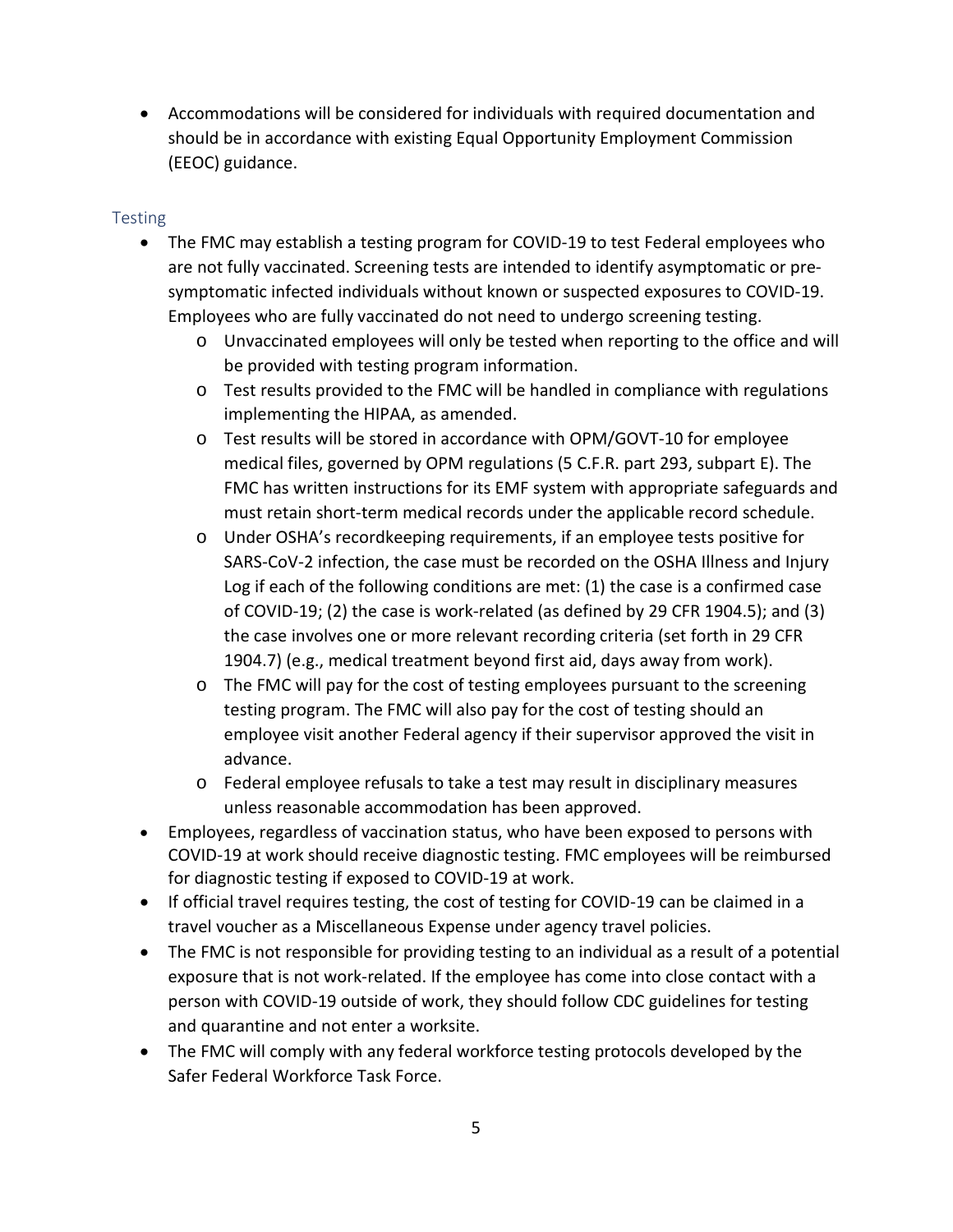- Accommodations will be considered for individuals with required documentation and should be in accordance with existing Equal Opportunity Employment Commission (EEOC) guidance.

## Testing

- The FMC may establish a testing program for COVID-19 to test Federal employees who are not fully vaccinated. Screening tests are intended to identify asymptomatic or pre-symptomatic infected individuals without known or suspected exposures to COVID-19. Employees who are fully vaccinated do not need to undergo screening testing.
  - Unvaccinated employees will only be tested when reporting to the office and will be provided with testing program information.
  - Test results provided to the FMC will be handled in compliance with regulations implementing the HIPAA, as amended.
  - Test results will be stored in accordance with OPM/GOVT-10 for employee medical files, governed by OPM regulations (5 C.F.R. part 293, subpart E). The FMC has written instructions for its EMF system with appropriate safeguards and must retain short-term medical records under the applicable record schedule.
  - Under OSHA's recordkeeping requirements, if an employee tests positive for SARS-CoV-2 infection, the case must be recorded on the OSHA Illness and Injury Log if each of the following conditions are met: (1) the case is a confirmed case of COVID-19; (2) the case is work-related (as defined by 29 CFR 1904.5); and (3) the case involves one or more relevant recording criteria (set forth in 29 CFR 1904.7) (e.g., medical treatment beyond first aid, days away from work).
  - The FMC will pay for the cost of testing employees pursuant to the screening testing program. The FMC will also pay for the cost of testing should an employee visit another Federal agency if their supervisor approved the visit in advance.
  - Federal employee refusals to take a test may result in disciplinary measures unless reasonable accommodation has been approved.
- Employees, regardless of vaccination status, who have been exposed to persons with COVID-19 at work should receive diagnostic testing. FMC employees will be reimbursed for diagnostic testing if exposed to COVID-19 at work.
- If official travel requires testing, the cost of testing for COVID-19 can be claimed in a travel voucher as a Miscellaneous Expense under agency travel policies.
- The FMC is not responsible for providing testing to an individual as a result of a potential exposure that is not work-related. If the employee has come into close contact with a person with COVID-19 outside of work, they should follow CDC guidelines for testing and quarantine and not enter a worksite.
- The FMC will comply with any federal workforce testing protocols developed by the Safer Federal Workforce Task Force.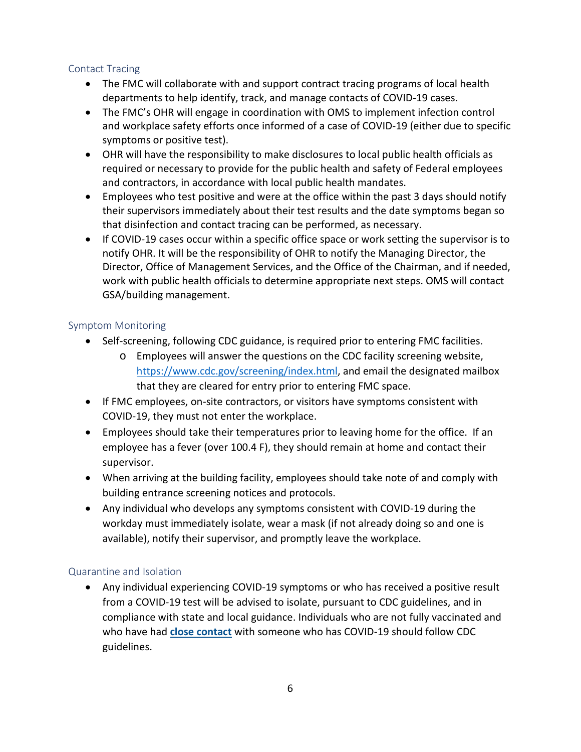### Contact Tracing

- The FMC will collaborate with and support contract tracing programs of local health departments to help identify, track, and manage contacts of COVID-19 cases.
- The FMC's OHR will engage in coordination with OMS to implement infection control and workplace safety efforts once informed of a case of COVID-19 (either due to specific symptoms or positive test).
- OHR will have the responsibility to make disclosures to local public health officials as required or necessary to provide for the public health and safety of Federal employees and contractors, in accordance with local public health mandates.
- Employees who test positive and were at the office within the past 3 days should notify their supervisors immediately about their test results and the date symptoms began so that disinfection and contact tracing can be performed, as necessary.
- If COVID-19 cases occur within a specific office space or work setting the supervisor is to notify OHR. It will be the responsibility of OHR to notify the Managing Director, the Director, Office of Management Services, and the Office of the Chairman, and if needed, work with public health officials to determine appropriate next steps. OMS will contact GSA/building management.

### Symptom Monitoring

- Self-screening, following CDC guidance, is required prior to entering FMC facilities.
  - Employees will answer the questions on the CDC facility screening website, [https://www.cdc.gov/screening/index.html](https://www.cdc.gov/screening/index.html), and email the designated mailbox that they are cleared for entry prior to entering FMC space.
- If FMC employees, on-site contractors, or visitors have symptoms consistent with COVID-19, they must not enter the workplace.
- Employees should take their temperatures prior to leaving home for the office. If an employee has a fever (over 100.4 F), they should remain at home and contact their supervisor.
- When arriving at the building facility, employees should take note of and comply with building entrance screening notices and protocols.
- Any individual who develops any symptoms consistent with COVID-19 during the workday must immediately isolate, wear a mask (if not already doing so and one is available), notify their supervisor, and promptly leave the workplace.

### Quarantine and Isolation

- Any individual experiencing COVID-19 symptoms or who has received a positive result from a COVID-19 test will be advised to isolate, pursuant to CDC guidelines, and in compliance with state and local guidance. Individuals who are not fully vaccinated and who have had **close contact** with someone who has COVID-19 should follow CDC guidelines.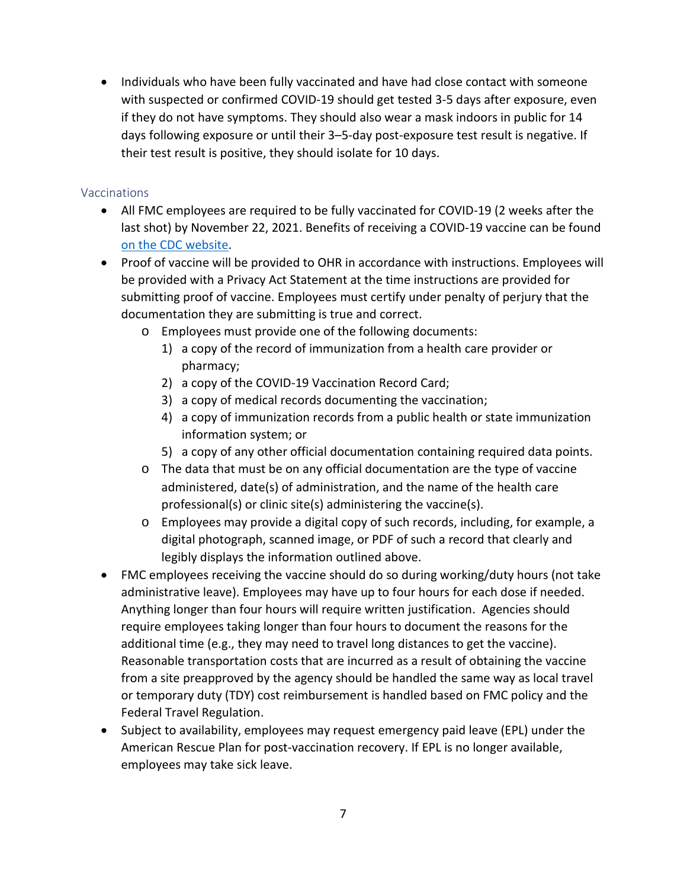- Individuals who have been fully vaccinated and have had close contact with someone with suspected or confirmed COVID-19 should get tested 3-5 days after exposure, even if they do not have symptoms. They should also wear a mask indoors in public for 14 days following exposure or until their 3–5-day post-exposure test result is negative. If their test result is positive, they should isolate for 10 days.

### Vaccinations

- All FMC employees are required to be fully vaccinated for COVID-19 (2 weeks after the last shot) by November 22, 2021. Benefits of receiving a COVID-19 vaccine can be found [on the CDC website](#).
- Proof of vaccine will be provided to OHR in accordance with instructions. Employees will be provided with a Privacy Act Statement at the time instructions are provided for submitting proof of vaccine. Employees must certify under penalty of perjury that the documentation they are submitting is true and correct.
  - Employees must provide one of the following documents:
    1) a copy of the record of immunization from a health care provider or pharmacy;
    2) a copy of the COVID-19 Vaccination Record Card;
    3) a copy of medical records documenting the vaccination;
    4) a copy of immunization records from a public health or state immunization information system; or
    5) a copy of any other official documentation containing required data points.
  - The data that must be on any official documentation are the type of vaccine administered, date(s) of administration, and the name of the health care professional(s) or clinic site(s) administering the vaccine(s).
  - Employees may provide a digital copy of such records, including, for example, a digital photograph, scanned image, or PDF of such a record that clearly and legibly displays the information outlined above.
- FMC employees receiving the vaccine should do so during working/duty hours (not take administrative leave). Employees may have up to four hours for each dose if needed. Anything longer than four hours will require written justification. Agencies should require employees taking longer than four hours to document the reasons for the additional time (e.g., they may need to travel long distances to get the vaccine). Reasonable transportation costs that are incurred as a result of obtaining the vaccine from a site preapproved by the agency should be handled the same way as local travel or temporary duty (TDY) cost reimbursement is handled based on FMC policy and the Federal Travel Regulation.
- Subject to availability, employees may request emergency paid leave (EPL) under the American Rescue Plan for post-vaccination recovery. If EPL is no longer available, employees may take sick leave.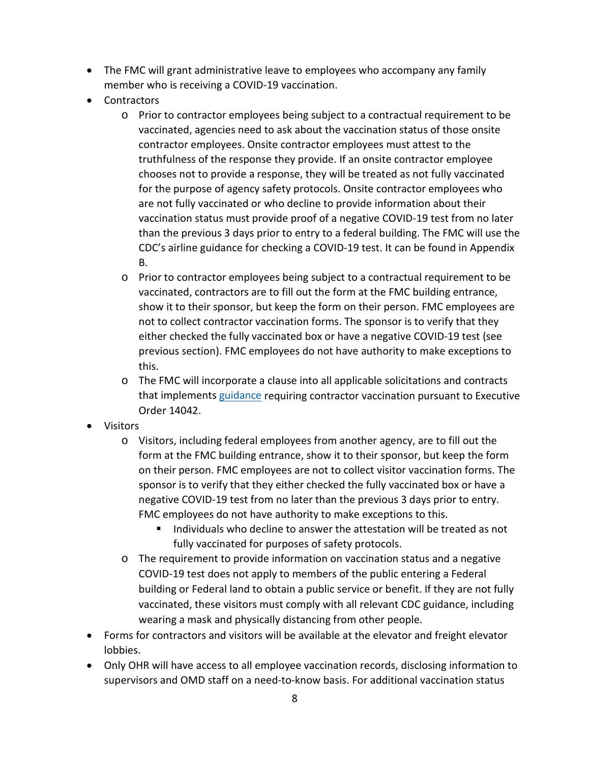- The FMC will grant administrative leave to employees who accompany any family member who is receiving a COVID-19 vaccination.
- Contractors
  - Prior to contractor employees being subject to a contractual requirement to be vaccinated, agencies need to ask about the vaccination status of those onsite contractor employees. Onsite contractor employees must attest to the truthfulness of the response they provide. If an onsite contractor employee chooses not to provide a response, they will be treated as not fully vaccinated for the purpose of agency safety protocols. Onsite contractor employees who are not fully vaccinated or who decline to provide information about their vaccination status must provide proof of a negative COVID-19 test from no later than the previous 3 days prior to entry to a federal building. The FMC will use the CDC's airline guidance for checking a COVID-19 test. It can be found in Appendix B.
  - Prior to contractor employees being subject to a contractual requirement to be vaccinated, contractors are to fill out the form at the FMC building entrance, show it to their sponsor, but keep the form on their person. FMC employees are not to collect contractor vaccination forms. The sponsor is to verify that they either checked the fully vaccinated box or have a negative COVID-19 test (see previous section). FMC employees do not have authority to make exceptions to this.
  - The FMC will incorporate a clause into all applicable solicitations and contracts that implements guidance requiring contractor vaccination pursuant to Executive Order 14042.
- Visitors
  - Visitors, including federal employees from another agency, are to fill out the form at the FMC building entrance, show it to their sponsor, but keep the form on their person. FMC employees are not to collect visitor vaccination forms. The sponsor is to verify that they either checked the fully vaccinated box or have a negative COVID-19 test from no later than the previous 3 days prior to entry. FMC employees do not have authority to make exceptions to this.
    - Individuals who decline to answer the attestation will be treated as not fully vaccinated for purposes of safety protocols.
  - The requirement to provide information on vaccination status and a negative COVID-19 test does not apply to members of the public entering a Federal building or Federal land to obtain a public service or benefit. If they are not fully vaccinated, these visitors must comply with all relevant CDC guidance, including wearing a mask and physically distancing from other people.
- Forms for contractors and visitors will be available at the elevator and freight elevator lobbies.
- Only OHR will have access to all employee vaccination records, disclosing information to supervisors and OMD staff on a need-to-know basis. For additional vaccination status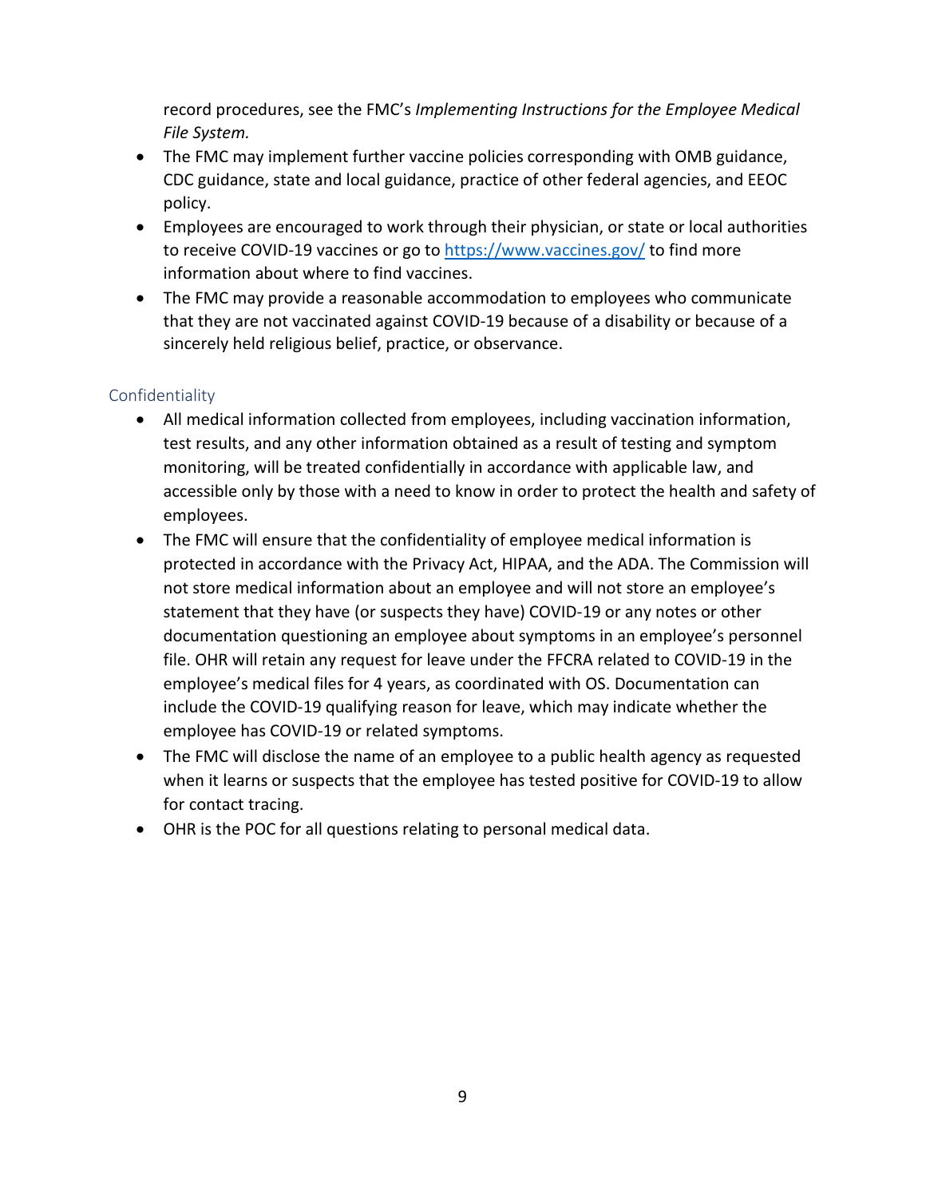record procedures, see the FMC's *Implementing Instructions for the Employee Medical File System.*

- The FMC may implement further vaccine policies corresponding with OMB guidance, CDC guidance, state and local guidance, practice of other federal agencies, and EEOC policy.
- Employees are encouraged to work through their physician, or state or local authorities to receive COVID-19 vaccines or go to https://www.vaccines.gov/ to find more information about where to find vaccines.
- The FMC may provide a reasonable accommodation to employees who communicate that they are not vaccinated against COVID-19 because of a disability or because of a sincerely held religious belief, practice, or observance.

## Confidentiality

- All medical information collected from employees, including vaccination information, test results, and any other information obtained as a result of testing and symptom monitoring, will be treated confidentially in accordance with applicable law, and accessible only by those with a need to know in order to protect the health and safety of employees.
- The FMC will ensure that the confidentiality of employee medical information is protected in accordance with the Privacy Act, HIPAA, and the ADA. The Commission will not store medical information about an employee and will not store an employee's statement that they have (or suspects they have) COVID-19 or any notes or other documentation questioning an employee about symptoms in an employee's personnel file. OHR will retain any request for leave under the FFCRA related to COVID-19 in the employee's medical files for 4 years, as coordinated with OS. Documentation can include the COVID-19 qualifying reason for leave, which may indicate whether the employee has COVID-19 or related symptoms.
- The FMC will disclose the name of an employee to a public health agency as requested when it learns or suspects that the employee has tested positive for COVID-19 to allow for contact tracing.
- OHR is the POC for all questions relating to personal medical data.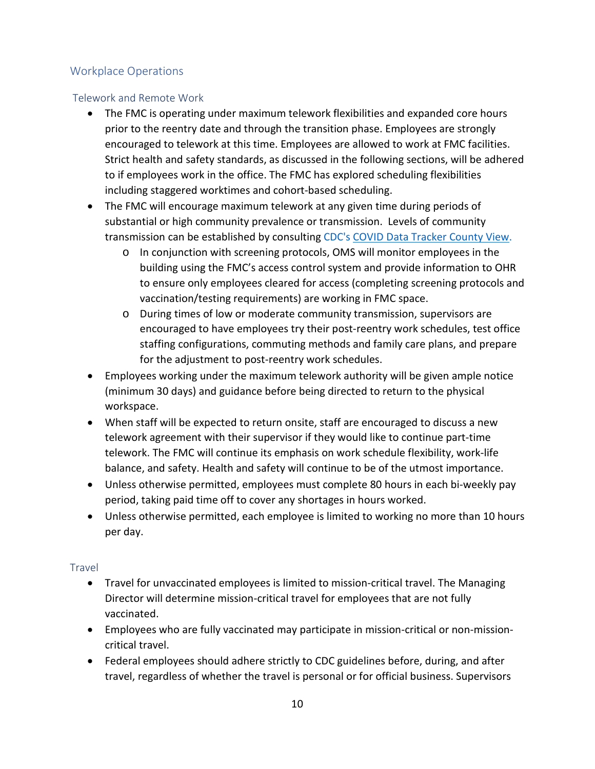## Workplace Operations

### Telework and Remote Work

- The FMC is operating under maximum telework flexibilities and expanded core hours prior to the reentry date and through the transition phase. Employees are strongly encouraged to telework at this time. Employees are allowed to work at FMC facilities. Strict health and safety standards, as discussed in the following sections, will be adhered to if employees work in the office. The FMC has explored scheduling flexibilities including staggered worktimes and cohort-based scheduling.
- The FMC will encourage maximum telework at any given time during periods of substantial or high community prevalence or transmission. Levels of community transmission can be established by consulting CDC's [COVID Data Tracker County View.](#)
  - In conjunction with screening protocols, OMS will monitor employees in the building using the FMC's access control system and provide information to OHR to ensure only employees cleared for access (completing screening protocols and vaccination/testing requirements) are working in FMC space.
  - During times of low or moderate community transmission, supervisors are encouraged to have employees try their post-reentry work schedules, test office staffing configurations, commuting methods and family care plans, and prepare for the adjustment to post-reentry work schedules.
- Employees working under the maximum telework authority will be given ample notice (minimum 30 days) and guidance before being directed to return to the physical workspace.
- When staff will be expected to return onsite, staff are encouraged to discuss a new telework agreement with their supervisor if they would like to continue part-time telework. The FMC will continue its emphasis on work schedule flexibility, work-life balance, and safety. Health and safety will continue to be of the utmost importance.
- Unless otherwise permitted, employees must complete 80 hours in each bi-weekly pay period, taking paid time off to cover any shortages in hours worked.
- Unless otherwise permitted, each employee is limited to working no more than 10 hours per day.

### Travel

- Travel for unvaccinated employees is limited to mission-critical travel. The Managing Director will determine mission-critical travel for employees that are not fully vaccinated.
- Employees who are fully vaccinated may participate in mission-critical or non-mission-critical travel.
- Federal employees should adhere strictly to CDC guidelines before, during, and after travel, regardless of whether the travel is personal or for official business. Supervisors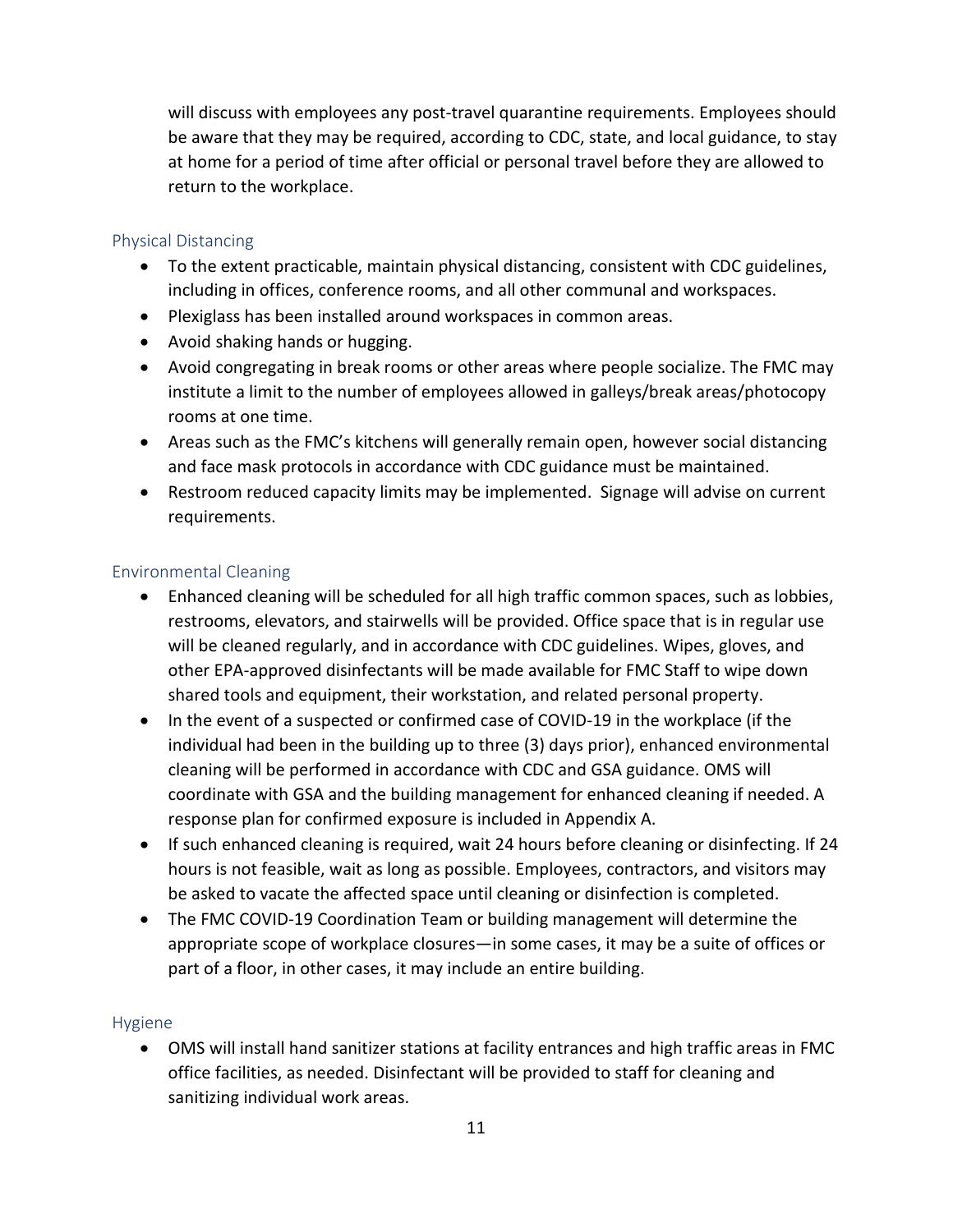will discuss with employees any post-travel quarantine requirements. Employees should be aware that they may be required, according to CDC, state, and local guidance, to stay at home for a period of time after official or personal travel before they are allowed to return to the workplace.

### Physical Distancing

- To the extent practicable, maintain physical distancing, consistent with CDC guidelines, including in offices, conference rooms, and all other communal and workspaces.
- Plexiglass has been installed around workspaces in common areas.
- Avoid shaking hands or hugging.
- Avoid congregating in break rooms or other areas where people socialize. The FMC may institute a limit to the number of employees allowed in galleys/break areas/photocopy rooms at one time.
- Areas such as the FMC's kitchens will generally remain open, however social distancing and face mask protocols in accordance with CDC guidance must be maintained.
- Restroom reduced capacity limits may be implemented. Signage will advise on current requirements.

### Environmental Cleaning

- Enhanced cleaning will be scheduled for all high traffic common spaces, such as lobbies, restrooms, elevators, and stairwells will be provided. Office space that is in regular use will be cleaned regularly, and in accordance with CDC guidelines. Wipes, gloves, and other EPA-approved disinfectants will be made available for FMC Staff to wipe down shared tools and equipment, their workstation, and related personal property.
- In the event of a suspected or confirmed case of COVID-19 in the workplace (if the individual had been in the building up to three (3) days prior), enhanced environmental cleaning will be performed in accordance with CDC and GSA guidance. OMS will coordinate with GSA and the building management for enhanced cleaning if needed. A response plan for confirmed exposure is included in Appendix A.
- If such enhanced cleaning is required, wait 24 hours before cleaning or disinfecting. If 24 hours is not feasible, wait as long as possible. Employees, contractors, and visitors may be asked to vacate the affected space until cleaning or disinfection is completed.
- The FMC COVID-19 Coordination Team or building management will determine the appropriate scope of workplace closures—in some cases, it may be a suite of offices or part of a floor, in other cases, it may include an entire building.

### Hygiene

- OMS will install hand sanitizer stations at facility entrances and high traffic areas in FMC office facilities, as needed. Disinfectant will be provided to staff for cleaning and sanitizing individual work areas.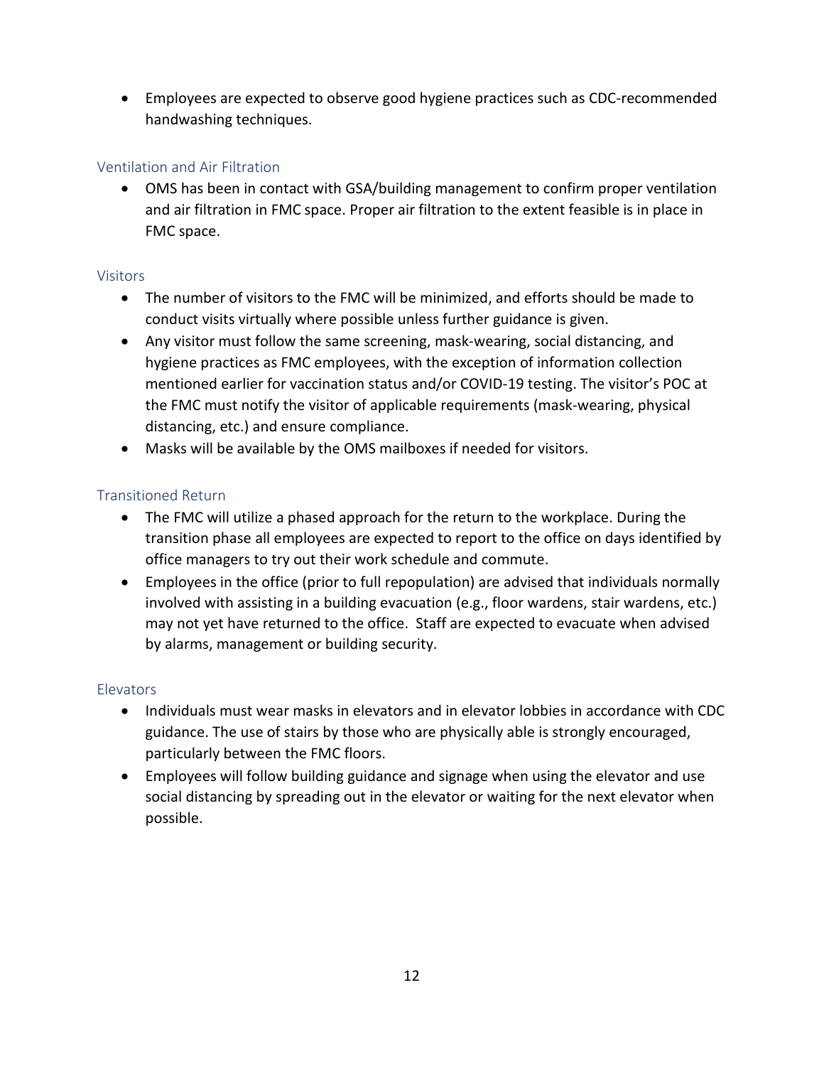- Employees are expected to observe good hygiene practices such as CDC-recommended handwashing techniques.

### Ventilation and Air Filtration

- OMS has been in contact with GSA/building management to confirm proper ventilation and air filtration in FMC space. Proper air filtration to the extent feasible is in place in FMC space.

### Visitors

- The number of visitors to the FMC will be minimized, and efforts should be made to conduct visits virtually where possible unless further guidance is given.
- Any visitor must follow the same screening, mask-wearing, social distancing, and hygiene practices as FMC employees, with the exception of information collection mentioned earlier for vaccination status and/or COVID-19 testing. The visitor's POC at the FMC must notify the visitor of applicable requirements (mask-wearing, physical distancing, etc.) and ensure compliance.
- Masks will be available by the OMS mailboxes if needed for visitors.

### Transitioned Return

- The FMC will utilize a phased approach for the return to the workplace. During the transition phase all employees are expected to report to the office on days identified by office managers to try out their work schedule and commute.
- Employees in the office (prior to full repopulation) are advised that individuals normally involved with assisting in a building evacuation (e.g., floor wardens, stair wardens, etc.) may not yet have returned to the office. Staff are expected to evacuate when advised by alarms, management or building security.

### Elevators

- Individuals must wear masks in elevators and in elevator lobbies in accordance with CDC guidance. The use of stairs by those who are physically able is strongly encouraged, particularly between the FMC floors.
- Employees will follow building guidance and signage when using the elevator and use social distancing by spreading out in the elevator or waiting for the next elevator when possible.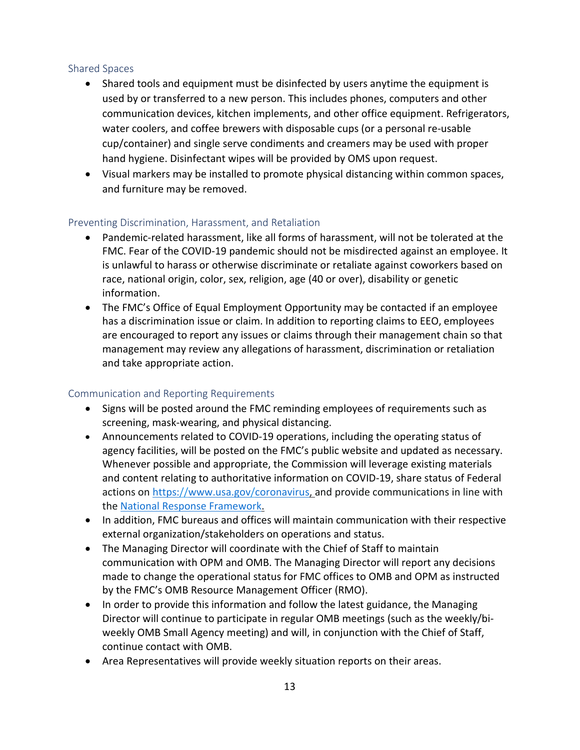### Shared Spaces

- Shared tools and equipment must be disinfected by users anytime the equipment is used by or transferred to a new person. This includes phones, computers and other communication devices, kitchen implements, and other office equipment. Refrigerators, water coolers, and coffee brewers with disposable cups (or a personal re-usable cup/container) and single serve condiments and creamers may be used with proper hand hygiene. Disinfectant wipes will be provided by OMS upon request.
- Visual markers may be installed to promote physical distancing within common spaces, and furniture may be removed.

### Preventing Discrimination, Harassment, and Retaliation

- Pandemic-related harassment, like all forms of harassment, will not be tolerated at the FMC. Fear of the COVID-19 pandemic should not be misdirected against an employee. It is unlawful to harass or otherwise discriminate or retaliate against coworkers based on race, national origin, color, sex, religion, age (40 or over), disability or genetic information.
- The FMC's Office of Equal Employment Opportunity may be contacted if an employee has a discrimination issue or claim. In addition to reporting claims to EEO, employees are encouraged to report any issues or claims through their management chain so that management may review any allegations of harassment, discrimination or retaliation and take appropriate action.

### Communication and Reporting Requirements

- Signs will be posted around the FMC reminding employees of requirements such as screening, mask-wearing, and physical distancing.
- Announcements related to COVID-19 operations, including the operating status of agency facilities, will be posted on the FMC's public website and updated as necessary. Whenever possible and appropriate, the Commission will leverage existing materials and content relating to authoritative information on COVID-19, share status of Federal actions on [https://www.usa.gov/coronavirus](https://www.usa.gov/coronavirus), and provide communications in line with the [National Response Framework](#).
- In addition, FMC bureaus and offices will maintain communication with their respective external organization/stakeholders on operations and status.
- The Managing Director will coordinate with the Chief of Staff to maintain communication with OPM and OMB. The Managing Director will report any decisions made to change the operational status for FMC offices to OMB and OPM as instructed by the FMC's OMB Resource Management Officer (RMO).
- In order to provide this information and follow the latest guidance, the Managing Director will continue to participate in regular OMB meetings (such as the weekly/bi-weekly OMB Small Agency meeting) and will, in conjunction with the Chief of Staff, continue contact with OMB.
- Area Representatives will provide weekly situation reports on their areas.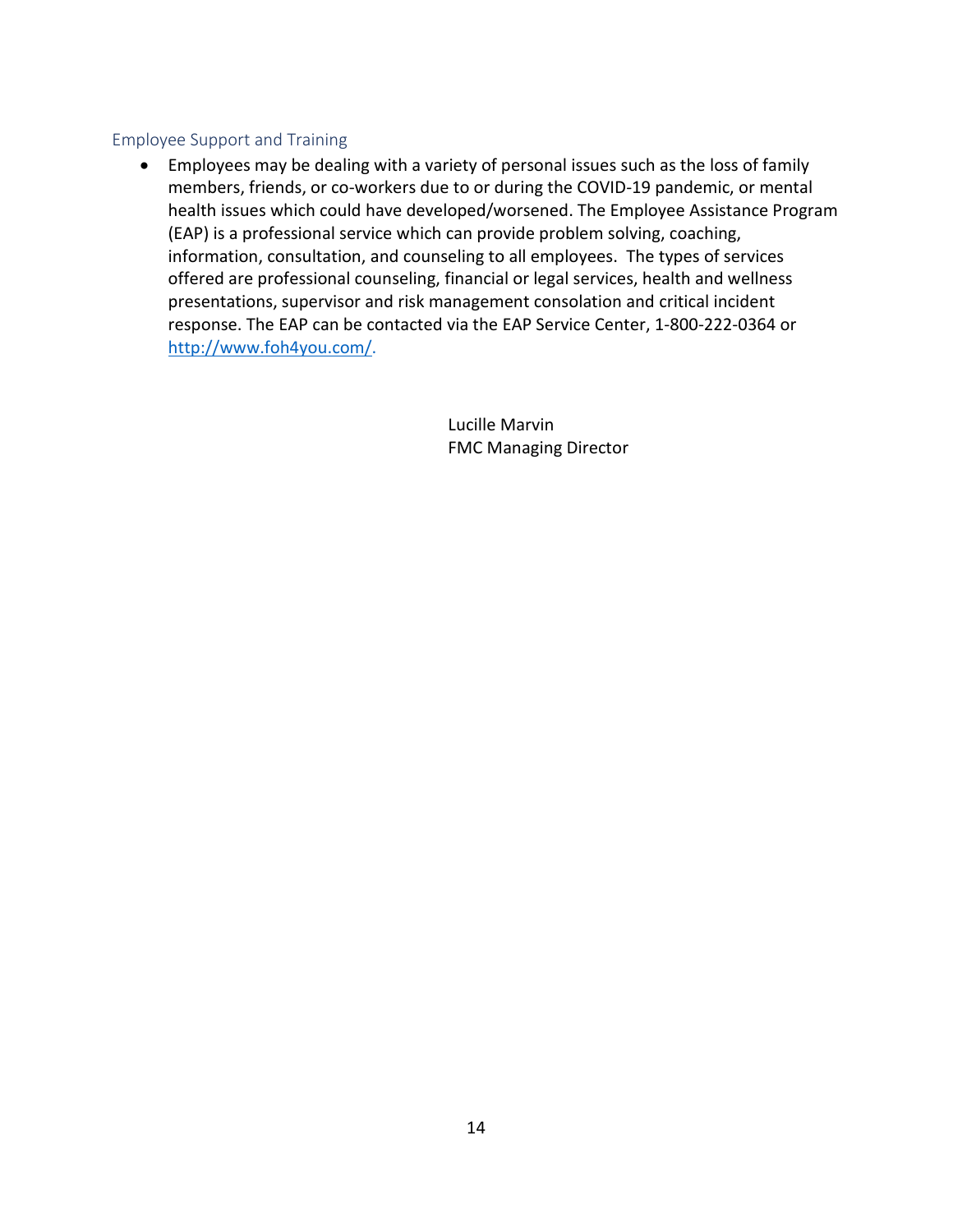### Employee Support and Training

- Employees may be dealing with a variety of personal issues such as the loss of family members, friends, or co-workers due to or during the COVID-19 pandemic, or mental health issues which could have developed/worsened. The Employee Assistance Program (EAP) is a professional service which can provide problem solving, coaching, information, consultation, and counseling to all employees. The types of services offered are professional counseling, financial or legal services, health and wellness presentations, supervisor and risk management consolation and critical incident response. The EAP can be contacted via the EAP Service Center, 1-800-222-0364 or http://www.foh4you.com/.

Lucille Marvin
FMC Managing Director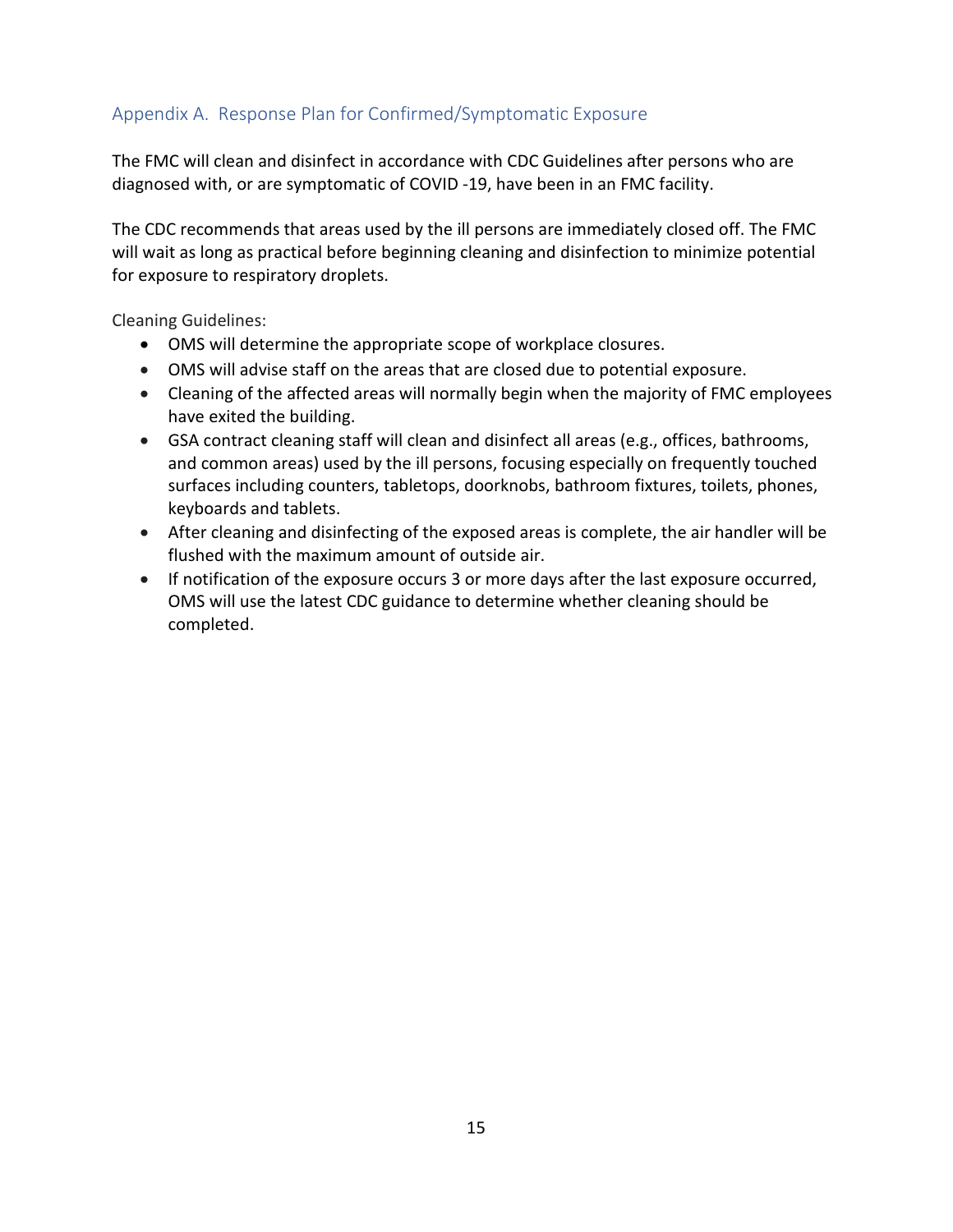## Appendix A. Response Plan for Confirmed/Symptomatic Exposure

The FMC will clean and disinfect in accordance with CDC Guidelines after persons who are diagnosed with, or are symptomatic of COVID -19, have been in an FMC facility.

The CDC recommends that areas used by the ill persons are immediately closed off. The FMC will wait as long as practical before beginning cleaning and disinfection to minimize potential for exposure to respiratory droplets.

Cleaning Guidelines:

- OMS will determine the appropriate scope of workplace closures.
- OMS will advise staff on the areas that are closed due to potential exposure.
- Cleaning of the affected areas will normally begin when the majority of FMC employees have exited the building.
- GSA contract cleaning staff will clean and disinfect all areas (e.g., offices, bathrooms, and common areas) used by the ill persons, focusing especially on frequently touched surfaces including counters, tabletops, doorknobs, bathroom fixtures, toilets, phones, keyboards and tablets.
- After cleaning and disinfecting of the exposed areas is complete, the air handler will be flushed with the maximum amount of outside air.
- If notification of the exposure occurs 3 or more days after the last exposure occurred, OMS will use the latest CDC guidance to determine whether cleaning should be completed.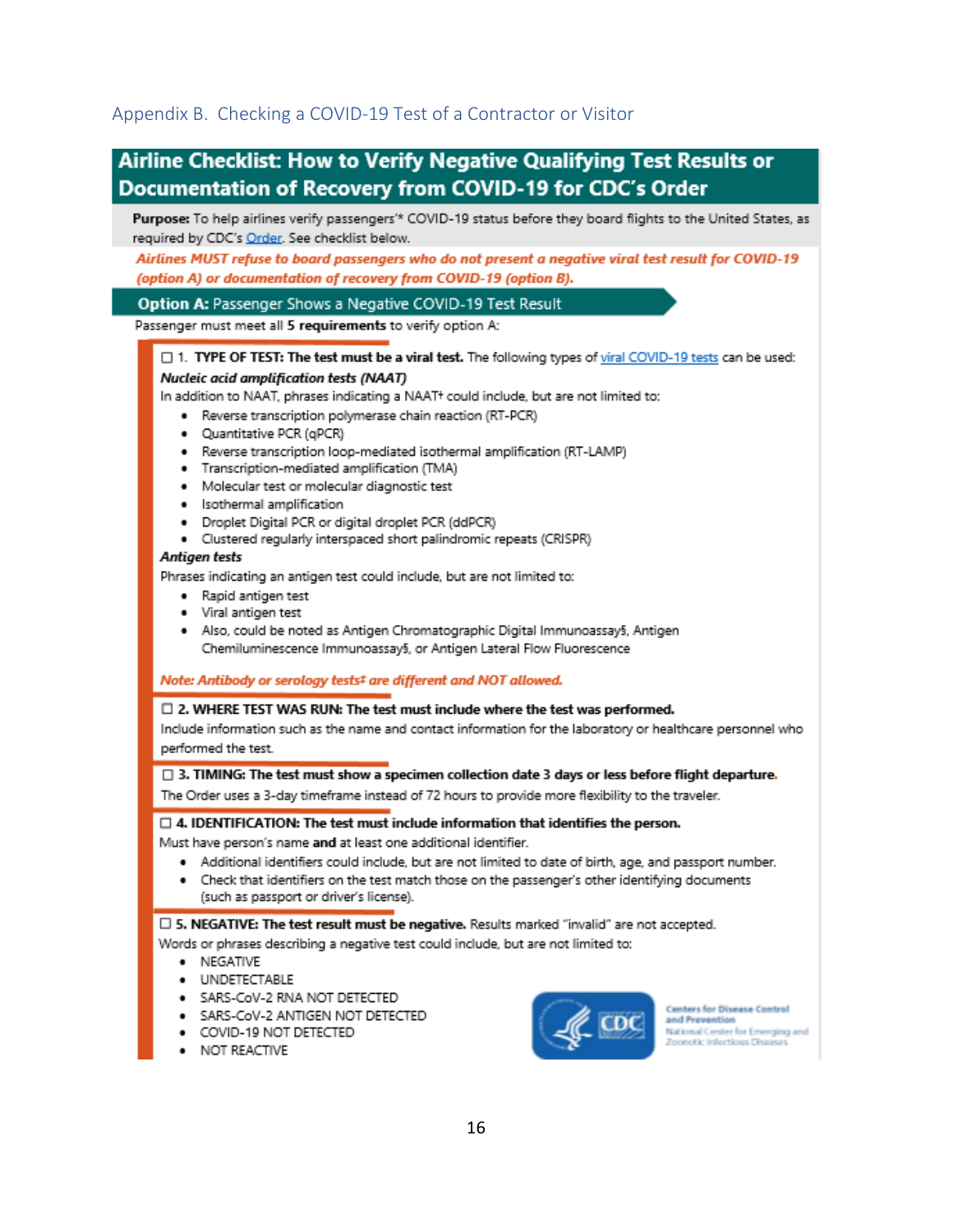## Appendix B. Checking a COVID-19 Test of a Contractor or Visitor

# Airline Checklist: How to Verify Negative Qualifying Test Results or Documentation of Recovery from COVID-19 for CDC's Order

**Purpose:** To help airlines verify passengers'* COVID-19 status before they board flights to the United States, as required by CDC's Order. See checklist below.

***Airlines MUST refuse to board passengers who do not present a negative viral test result for COVID-19 (option A) or documentation of recovery from COVID-19 (option B).***

## Option A: Passenger Shows a Negative COVID-19 Test Result

Passenger must meet all **5 requirements** to verify option A:

☐ 1. **TYPE OF TEST: The test must be a viral test.** The following types of viral COVID-19 tests can be used:

***Nucleic acid amplification tests (NAAT)***

In addition to NAAT, phrases indicating a NAAT† could include, but are not limited to:

- Reverse transcription polymerase chain reaction (RT-PCR)
- Quantitative PCR (qPCR)
- Reverse transcription loop-mediated isothermal amplification (RT-LAMP)
- Transcription-mediated amplification (TMA)
- Molecular test or molecular diagnostic test
- Isothermal amplification
- Droplet Digital PCR or digital droplet PCR (ddPCR)
- Clustered regularly interspaced short palindromic repeats (CRISPR)

***Antigen tests***

Phrases indicating an antigen test could include, but are not limited to:

- Rapid antigen test
- Viral antigen test
- Also, could be noted as Antigen Chromatographic Digital Immunoassay§, Antigen Chemiluminescence Immunoassay§, or Antigen Lateral Flow Fluorescence

***Note: Antibody or serology tests‡ are different and NOT allowed.***

☐ **2. WHERE TEST WAS RUN: The test must include where the test was performed.**

Include information such as the name and contact information for the laboratory or healthcare personnel who performed the test.

☐ **3. TIMING: The test must show a specimen collection date 3 days or less before flight departure.**

The Order uses a 3-day timeframe instead of 72 hours to provide more flexibility to the traveler.

☐ **4. IDENTIFICATION: The test must include information that identifies the person.**

Must have person's name **and** at least one additional identifier.

- Additional identifiers could include, but are not limited to date of birth, age, and passport number.
- Check that identifiers on the test match those on the passenger's other identifying documents (such as passport or driver's license).

☐ **5. NEGATIVE: The test result must be negative.** Results marked "invalid" are not accepted.

Words or phrases describing a negative test could include, but are not limited to:

- NEGATIVE
- UNDETECTABLE
- SARS-CoV-2 RNA NOT DETECTED
- SARS-CoV-2 ANTIGEN NOT DETECTED
- COVID-19 NOT DETECTED
- NOT REACTIVE

CDC Centers for Disease Control and Prevention
National Center for Emerging and Zoonotic Infectious Diseases